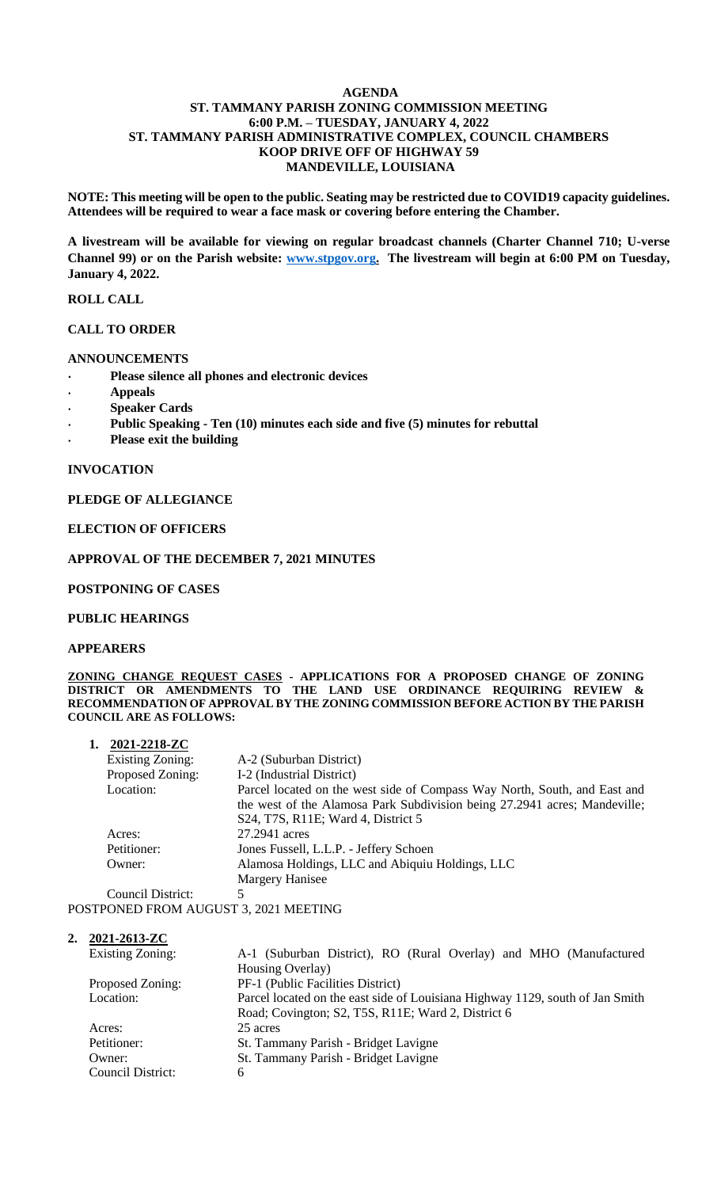# AGENDA
## ST. TAMMANY PARISH ZONING COMMISSION MEETING
## 6:00 P.M. – TUESDAY, JANUARY 4, 2022
## ST. TAMMANY PARISH ADMINISTRATIVE COMPLEX, COUNCIL CHAMBERS
## KOOP DRIVE OFF OF HIGHWAY 59
## MANDEVILLE, LOUISIANA

**NOTE: This meeting will be open to the public. Seating may be restricted due to COVID19 capacity guidelines. Attendees will be required to wear a face mask or covering before entering the Chamber.**

**A livestream will be available for viewing on regular broadcast channels (Charter Channel 710; U-verse Channel 99) or on the Parish website: www.stpgov.org. The livestream will begin at 6:00 PM on Tuesday, January 4, 2022.**

**ROLL CALL**

**CALL TO ORDER**

**ANNOUNCEMENTS**

- **Please silence all phones and electronic devices**
- **Appeals**
- **Speaker Cards**
- **Public Speaking - Ten (10) minutes each side and five (5) minutes for rebuttal**
- **Please exit the building**

**INVOCATION**

**PLEDGE OF ALLEGIANCE**

**ELECTION OF OFFICERS**

**APPROVAL OF THE DECEMBER 7, 2021 MINUTES**

**POSTPONING OF CASES**

**PUBLIC HEARINGS**

**APPEARERS**

**ZONING CHANGE REQUEST CASES - APPLICATIONS FOR A PROPOSED CHANGE OF ZONING DISTRICT OR AMENDMENTS TO THE LAND USE ORDINANCE REQUIRING REVIEW & RECOMMENDATION OF APPROVAL BY THE ZONING COMMISSION BEFORE ACTION BY THE PARISH COUNCIL ARE AS FOLLOWS:**

**1. 2021-2218-ZC**

| | |
|---|---|
| Existing Zoning: | A-2 (Suburban District) |
| Proposed Zoning: | I-2 (Industrial District) |
| Location: | Parcel located on the west side of Compass Way North, South, and East and the west of the Alamosa Park Subdivision being 27.2941 acres; Mandeville; S24, T7S, R11E; Ward 4, District 5 |
| Acres: | 27.2941 acres |
| Petitioner: | Jones Fussell, L.L.P. - Jeffery Schoen |
| Owner: | Alamosa Holdings, LLC and Abiquiu Holdings, LLC<br>Margery Hanisee |
| Council District: | 5 |

POSTPONED FROM AUGUST 3, 2021 MEETING

**2. 2021-2613-ZC**

| | |
|---|---|
| Existing Zoning: | A-1 (Suburban District), RO (Rural Overlay) and MHO (Manufactured Housing Overlay) |
| Proposed Zoning: | PF-1 (Public Facilities District) |
| Location: | Parcel located on the east side of Louisiana Highway 1129, south of Jan Smith Road; Covington; S2, T5S, R11E; Ward 2, District 6 |
| Acres: | 25 acres |
| Petitioner: | St. Tammany Parish - Bridget Lavigne |
| Owner: | St. Tammany Parish - Bridget Lavigne |
| Council District: | 6 |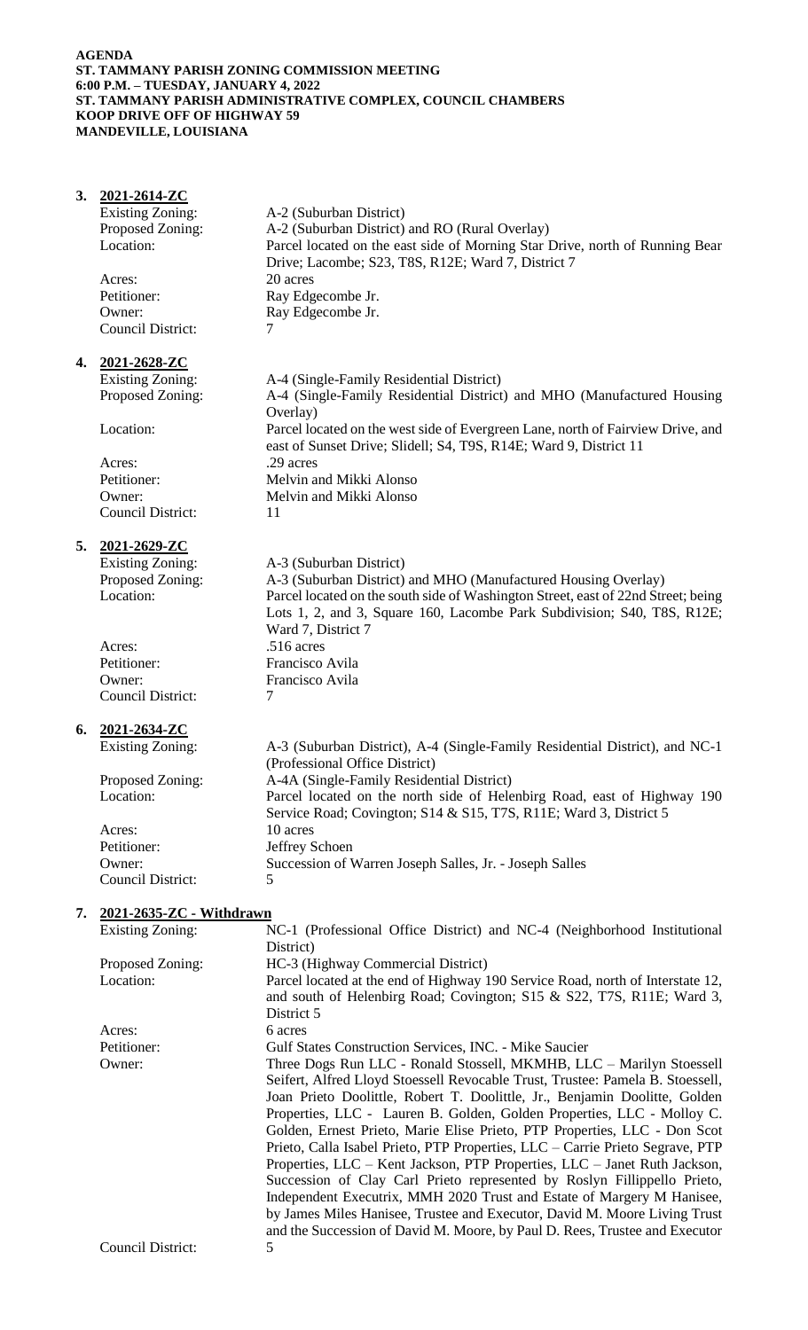**AGENDA**
**ST. TAMMANY PARISH ZONING COMMISSION MEETING**
**6:00 P.M. – TUESDAY, JANUARY 4, 2022**
**ST. TAMMANY PARISH ADMINISTRATIVE COMPLEX, COUNCIL CHAMBERS**
**KOOP DRIVE OFF OF HIGHWAY 59**
**MANDEVILLE, LOUISIANA**

3. **2021-2614-ZC**

| | |
|---|---|
| Existing Zoning: | A-2 (Suburban District) |
| Proposed Zoning: | A-2 (Suburban District) and RO (Rural Overlay) |
| Location: | Parcel located on the east side of Morning Star Drive, north of Running Bear Drive; Lacombe; S23, T8S, R12E; Ward 7, District 7 |
| Acres: | 20 acres |
| Petitioner: | Ray Edgecombe Jr. |
| Owner: | Ray Edgecombe Jr. |
| Council District: | 7 |

4. **2021-2628-ZC**

| | |
|---|---|
| Existing Zoning: | A-4 (Single-Family Residential District) |
| Proposed Zoning: | A-4 (Single-Family Residential District) and MHO (Manufactured Housing Overlay) |
| Location: | Parcel located on the west side of Evergreen Lane, north of Fairview Drive, and east of Sunset Drive; Slidell; S4, T9S, R14E; Ward 9, District 11 |
| Acres: | .29 acres |
| Petitioner: | Melvin and Mikki Alonso |
| Owner: | Melvin and Mikki Alonso |
| Council District: | 11 |

5. **2021-2629-ZC**

| | |
|---|---|
| Existing Zoning: | A-3 (Suburban District) |
| Proposed Zoning: | A-3 (Suburban District) and MHO (Manufactured Housing Overlay) |
| Location: | Parcel located on the south side of Washington Street, east of 22nd Street; being Lots 1, 2, and 3, Square 160, Lacombe Park Subdivision; S40, T8S, R12E; Ward 7, District 7 |
| Acres: | .516 acres |
| Petitioner: | Francisco Avila |
| Owner: | Francisco Avila |
| Council District: | 7 |

6. **2021-2634-ZC**

| | |
|---|---|
| Existing Zoning: | A-3 (Suburban District), A-4 (Single-Family Residential District), and NC-1 (Professional Office District) |
| Proposed Zoning: | A-4A (Single-Family Residential District) |
| Location: | Parcel located on the north side of Helenbirg Road, east of Highway 190 Service Road; Covington; S14 & S15, T7S, R11E; Ward 3, District 5 |
| Acres: | 10 acres |
| Petitioner: | Jeffrey Schoen |
| Owner: | Succession of Warren Joseph Salles, Jr. - Joseph Salles |
| Council District: | 5 |

7. **2021-2635-ZC - Withdrawn**

| | |
|---|---|
| Existing Zoning: | NC-1 (Professional Office District) and NC-4 (Neighborhood Institutional District) |
| Proposed Zoning: | HC-3 (Highway Commercial District) |
| Location: | Parcel located at the end of Highway 190 Service Road, north of Interstate 12, and south of Helenbirg Road; Covington; S15 & S22, T7S, R11E; Ward 3, District 5 |
| Acres: | 6 acres |
| Petitioner: | Gulf States Construction Services, INC. - Mike Saucier |
| Owner: | Three Dogs Run LLC - Ronald Stossell, MKMHB, LLC – Marilyn Stoessell Seifert, Alfred Lloyd Stoessell Revocable Trust, Trustee: Pamela B. Stoessell, Joan Prieto Doolittle, Robert T. Doolittle, Jr., Benjamin Doolitte, Golden Properties, LLC - Lauren B. Golden, Golden Properties, LLC - Molloy C. Golden, Ernest Prieto, Marie Elise Prieto, PTP Properties, LLC - Don Scot Prieto, Calla Isabel Prieto, PTP Properties, LLC – Carrie Prieto Segrave, PTP Properties, LLC – Kent Jackson, PTP Properties, LLC – Janet Ruth Jackson, Succession of Clay Carl Prieto represented by Roslyn Fillippello Prieto, Independent Executrix, MMH 2020 Trust and Estate of Margery M Hanisee, by James Miles Hanisee, Trustee and Executor, David M. Moore Living Trust and the Succession of David M. Moore, by Paul D. Rees, Trustee and Executor |
| Council District: | 5 |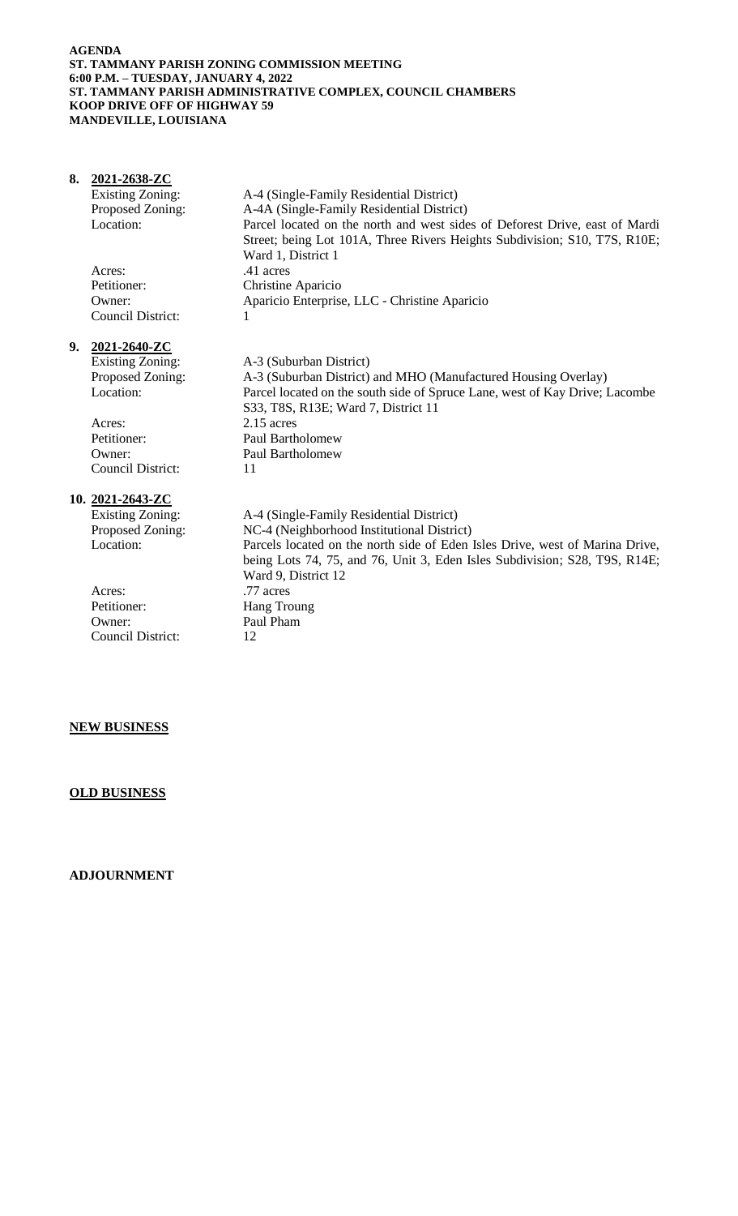**AGENDA**
**ST. TAMMANY PARISH ZONING COMMISSION MEETING**
**6:00 P.M. – TUESDAY, JANUARY 4, 2022**
**ST. TAMMANY PARISH ADMINISTRATIVE COMPLEX, COUNCIL CHAMBERS**
**KOOP DRIVE OFF OF HIGHWAY 59**
**MANDEVILLE, LOUISIANA**

**8. <u>2021-2638-ZC</u>**

| | |
|---|---|
| Existing Zoning: | A-4 (Single-Family Residential District) |
| Proposed Zoning: | A-4A (Single-Family Residential District) |
| Location: | Parcel located on the north and west sides of Deforest Drive, east of Mardi Street; being Lot 101A, Three Rivers Heights Subdivision; S10, T7S, R10E; Ward 1, District 1 |
| Acres: | .41 acres |
| Petitioner: | Christine Aparicio |
| Owner: | Aparicio Enterprise, LLC - Christine Aparicio |
| Council District: | 1 |

**9. <u>2021-2640-ZC</u>**

| | |
|---|---|
| Existing Zoning: | A-3 (Suburban District) |
| Proposed Zoning: | A-3 (Suburban District) and MHO (Manufactured Housing Overlay) |
| Location: | Parcel located on the south side of Spruce Lane, west of Kay Drive; Lacombe S33, T8S, R13E; Ward 7, District 11 |
| Acres: | 2.15 acres |
| Petitioner: | Paul Bartholomew |
| Owner: | Paul Bartholomew |
| Council District: | 11 |

**10. <u>2021-2643-ZC</u>**

| | |
|---|---|
| Existing Zoning: | A-4 (Single-Family Residential District) |
| Proposed Zoning: | NC-4 (Neighborhood Institutional District) |
| Location: | Parcels located on the north side of Eden Isles Drive, west of Marina Drive, being Lots 74, 75, and 76, Unit 3, Eden Isles Subdivision; S28, T9S, R14E; Ward 9, District 12 |
| Acres: | .77 acres |
| Petitioner: | Hang Troung |
| Owner: | Paul Pham |
| Council District: | 12 |

**<u>NEW BUSINESS</u>**

**<u>OLD BUSINESS</u>**

**ADJOURNMENT**